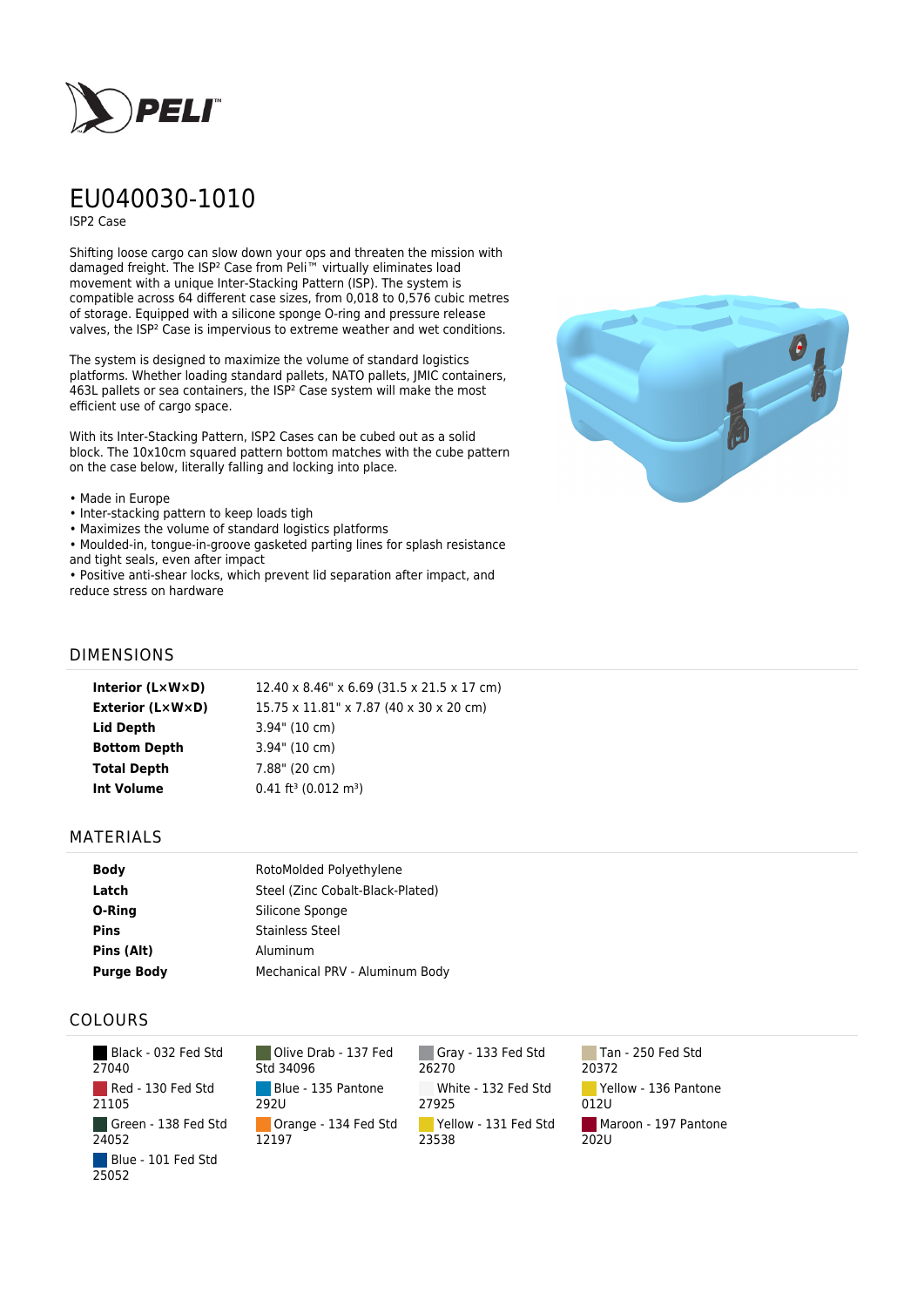# EU040030-1010

ISP2 Case

Shifting loose cargo can slow down your ops and threaten the mission with damaged freight. The ISP² Case from Peli™ virtually eliminates load movement with a unique Inter-Stacking Pattern (ISP). The system is compatible across 64 different case sizes, from 0,018 to 0,576 cubic metres of storage. Equipped with a silicone sponge O-ring and pressure release valves, the ISP² Case is impervious to extreme weather and wet conditions.

The system is designed to maximize the volume of standard logistics platforms. Whether loading standard pallets, NATO pallets, JMIC containers, 463L pallets or sea containers, the ISP² Case system will make the most efficient use of cargo space.

With its Inter-Stacking Pattern, ISP2 Cases can be cubed out as a solid block. The 10x10cm squared pattern bottom matches with the cube pattern on the case below, literally falling and locking into place.

- Made in Europe
- Inter-stacking pattern to keep loads tigh
- Maximizes the volume of standard logistics platforms
- Moulded-in, tongue-in-groove gasketed parting lines for splash resistance and tight seals, even after impact
- Positive anti-shear locks, which prevent lid separation after impact, and reduce stress on hardware

## DIMENSIONS

| | |
|---|---|
| **Interior (L×W×D)** | 12.40 x 8.46" x 6.69 (31.5 x 21.5 x 17 cm) |
| **Exterior (L×W×D)** | 15.75 x 11.81" x 7.87 (40 x 30 x 20 cm) |
| **Lid Depth** | 3.94" (10 cm) |
| **Bottom Depth** | 3.94" (10 cm) |
| **Total Depth** | 7.88" (20 cm) |
| **Int Volume** | 0.41 ft³ (0.012 m³) |

## MATERIALS

| | |
|---|---|
| **Body** | RotoMolded Polyethylene |
| **Latch** | Steel (Zinc Cobalt-Black-Plated) |
| **O-Ring** | Silicone Sponge |
| **Pins** | Stainless Steel |
| **Pins (Alt)** | Aluminum |
| **Purge Body** | Mechanical PRV - Aluminum Body |

## COLOURS

| | | | |
|---|---|---|---|
| Black - 032 Fed Std 27040 | Olive Drab - 137 Fed Std 34096 | Gray - 133 Fed Std 26270 | Tan - 250 Fed Std 20372 |
| Red - 130 Fed Std 21105 | Blue - 135 Pantone 292U | White - 132 Fed Std 27925 | Yellow - 136 Pantone 012U |
| Green - 138 Fed Std 24052 | Orange - 134 Fed Std 12197 | Yellow - 131 Fed Std 23538 | Maroon - 197 Pantone 202U |
| Blue - 101 Fed Std 25052 | | | |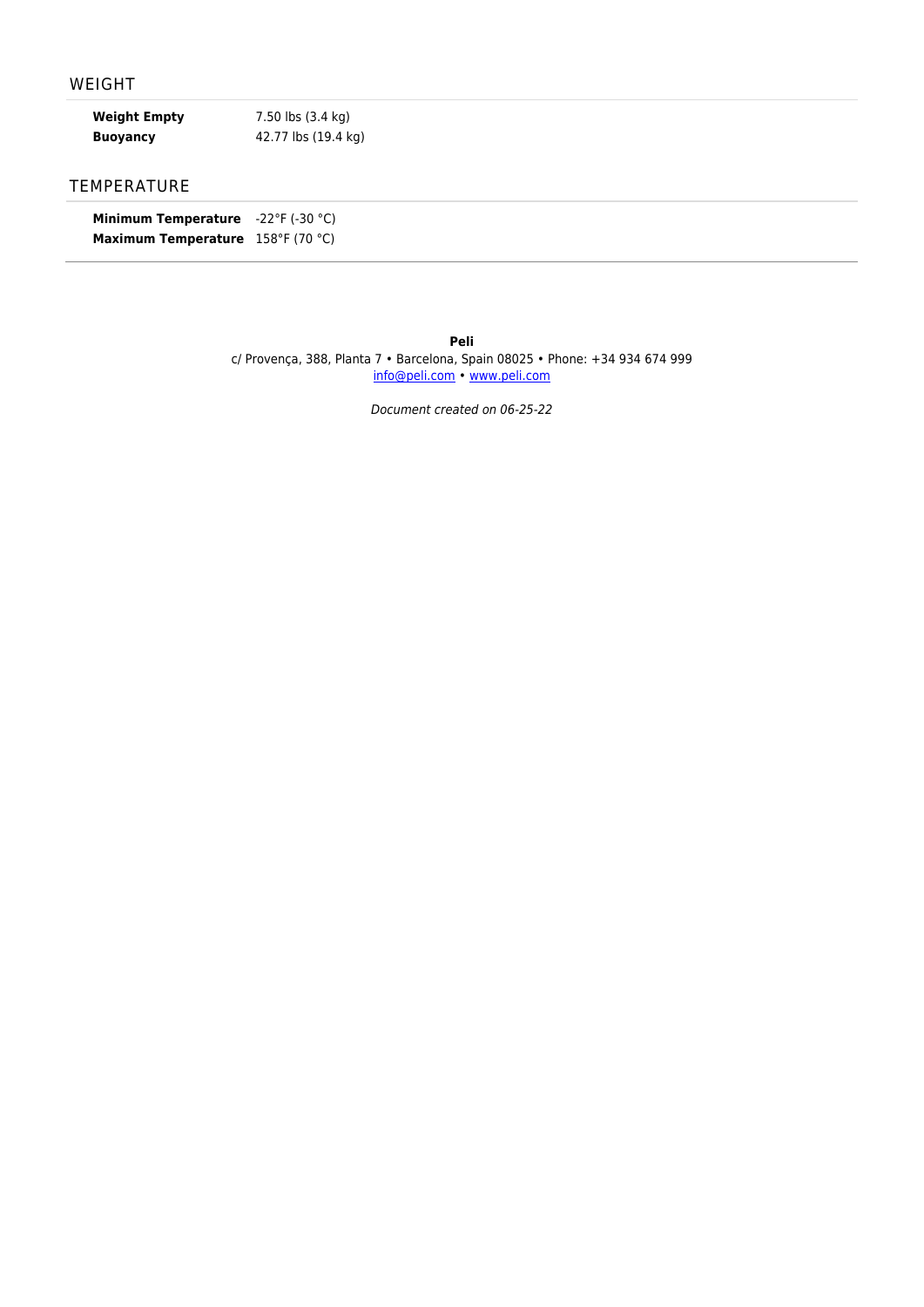## WEIGHT

| | |
|---|---|
| **Weight Empty** | 7.50 lbs (3.4 kg) |
| **Buoyancy** | 42.77 lbs (19.4 kg) |

## TEMPERATURE

| | |
|---|---|
| **Minimum Temperature** | -22°F (-30 °C) |
| **Maximum Temperature** | 158°F (70 °C) |

**Peli**
c/ Provença, 388, Planta 7 • Barcelona, Spain 08025 • Phone: +34 934 674 999
info@peli.com • www.peli.com

*Document created on 06-25-22*